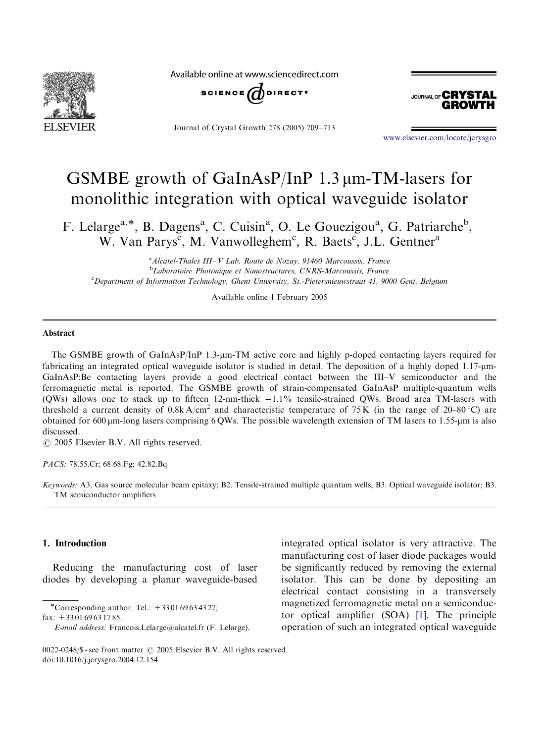# GSMBE growth of GaInAsP/InP 1.3 μm-TM-lasers for monolithic integration with optical waveguide isolator

F. Lelarge[a,*], B. Dagens[a], C. Cuisin[a], O. Le Gouezigou[a], G. Patriarche[b], W. Van Parys[c], M. Vanwolleghem[c], R. Baets[c], J.L. Gentner[a]

[a] *Alcatel-Thales III– V Lab, Route de Nozay, 91460 Marcoussis, France*

[b] *Laboratoire Photonique et Nanostructures, CNRS-Marcoussis, France*

[c] *Department of Information Technology, Ghent University, St.-Pietersnieuwstraat 41, 9000 Gent, Belgium*

Available online 1 February 2005

## Abstract

The GSMBE growth of GaInAsP/InP 1.3-μm-TM active core and highly p-doped contacting layers required for fabricating an integrated optical waveguide isolator is studied in detail. The deposition of a highly doped 1.17-μm-GaInAsP:Be contacting layers provide a good electrical contact between the III–V semiconductor and the ferromagnetic metal is reported. The GSMBE growth of strain-compensated GaInAsP multiple-quantum wells (QWs) allows one to stack up to fifteen 12-nm-thick −1.1% tensile-strained QWs. Broad area TM-lasers with threshold a current density of 0.8 k A/cm$^2$ and characteristic temperature of 75 K (in the range of 20–80 °C) are obtained for 600 μm-long lasers comprising 6 QWs. The possible wavelength extension of TM lasers to 1.55-μm is also discussed.

© 2005 Elsevier B.V. All rights reserved.

*PACS:* 78.55.Cr; 68.68.Fg; 42.82.Bq

*Keywords:* A3. Gas source molecular beam epitaxy; B2. Tensile-strained multiple quantum wells; B3. Optical waveguide isolator; B3. TM semiconductor amplifiers

## 1. Introduction

Reducing the manufacturing cost of laser diodes by developing a planar waveguide-based integrated optical isolator is very attractive. The manufacturing cost of laser diode packages would be significantly reduced by removing the external isolator. This can be done by depositing an electrical contact consisting in a transversely magnetized ferromagnetic metal on a semiconductor optical amplifier (SOA) [1]. The principle operation of such an integrated optical waveguide

*Corresponding author. Tel.: +33 01 69 63 43 27; fax: +33 01 69 63 17 85.

*E-mail address:* Francois.Lelarge@alcatel.fr (F. Lelarge).

0022-0248/$ - see front matter © 2005 Elsevier B.V. All rights reserved.
doi:10.1016/j.jcrysgro.2004.12.154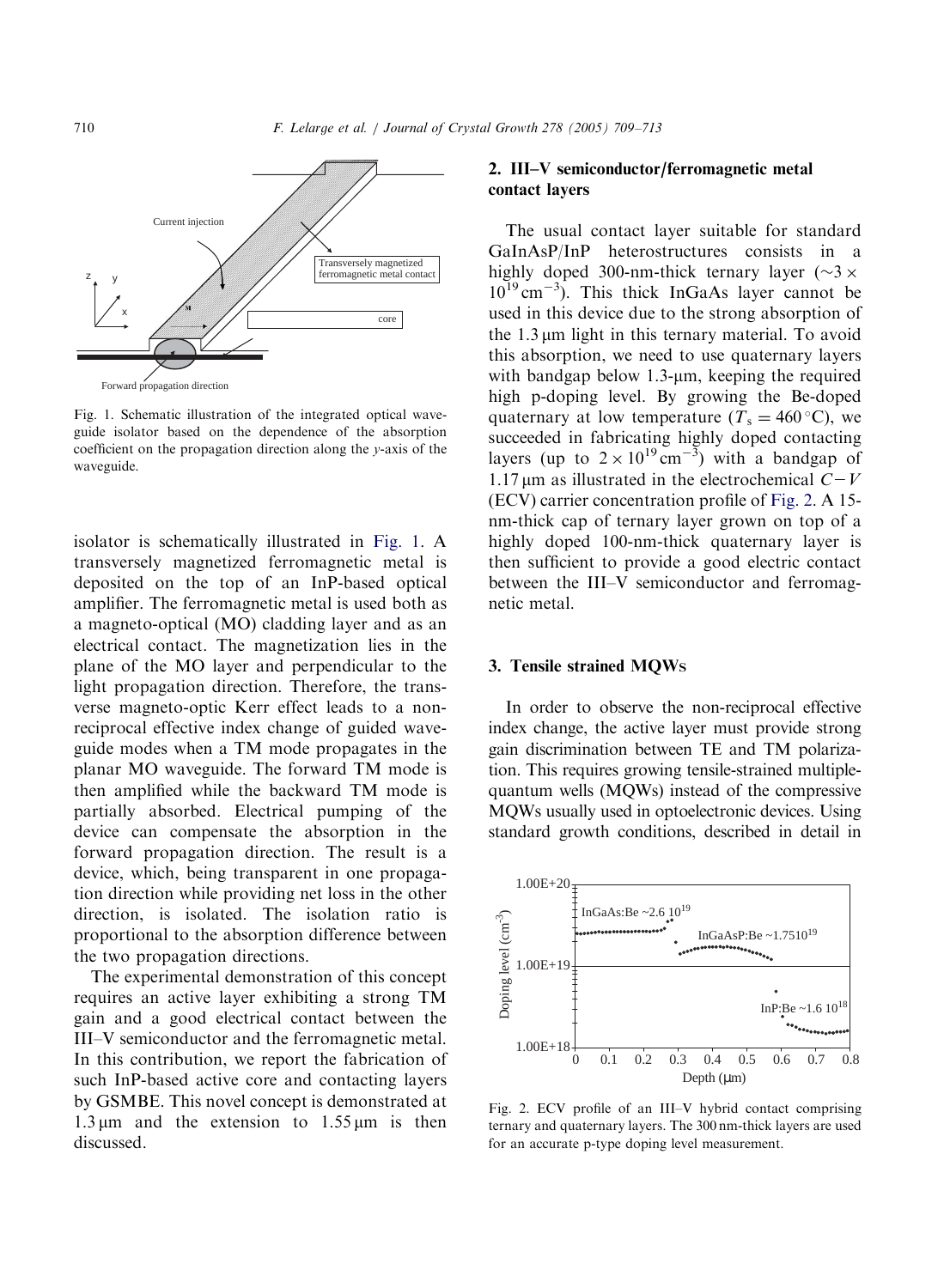Fig. 1. Schematic illustration of the integrated optical waveguide isolator based on the dependence of the absorption coefficient on the propagation direction along the *y*-axis of the waveguide.

isolator is schematically illustrated in Fig. 1. A transversely magnetized ferromagnetic metal is deposited on the top of an InP-based optical amplifier. The ferromagnetic metal is used both as a magneto-optical (MO) cladding layer and as an electrical contact. The magnetization lies in the plane of the MO layer and perpendicular to the light propagation direction. Therefore, the transverse magneto-optic Kerr effect leads to a non-reciprocal effective index change of guided waveguide modes when a TM mode propagates in the planar MO waveguide. The forward TM mode is then amplified while the backward TM mode is partially absorbed. Electrical pumping of the device can compensate the absorption in the forward propagation direction. The result is a device, which, being transparent in one propagation direction while providing net loss in the other direction, is isolated. The isolation ratio is proportional to the absorption difference between the two propagation directions.

The experimental demonstration of this concept requires an active layer exhibiting a strong TM gain and a good electrical contact between the III–V semiconductor and the ferromagnetic metal. In this contribution, we report the fabrication of such InP-based active core and contacting layers by GSMBE. This novel concept is demonstrated at 1.3 μm and the extension to 1.55 μm is then discussed.

## 2. III–V semiconductor/ferromagnetic metal contact layers

The usual contact layer suitable for standard GaInAsP/InP heterostructures consists in a highly doped 300-nm-thick ternary layer ($\sim 3 \times 10^{19}\,\mathrm{cm}^{-3}$). This thick InGaAs layer cannot be used in this device due to the strong absorption of the 1.3 μm light in this ternary material. To avoid this absorption, we need to use quaternary layers with bandgap below 1.3-μm, keeping the required high p-doping level. By growing the Be-doped quaternary at low temperature ($T_s = 460\,^\circ\mathrm{C}$), we succeeded in fabricating highly doped contacting layers (up to $2 \times 10^{19}\,\mathrm{cm}^{-3}$) with a bandgap of 1.17 μm as illustrated in the electrochemical $C-V$ (ECV) carrier concentration profile of Fig. 2. A 15-nm-thick cap of ternary layer grown on top of a highly doped 100-nm-thick quaternary layer is then sufficient to provide a good electric contact between the III–V semiconductor and ferromagnetic metal.

## 3. Tensile strained MQWs

In order to observe the non-reciprocal effective index change, the active layer must provide strong gain discrimination between TE and TM polarization. This requires growing tensile-strained multiple-quantum wells (MQWs) instead of the compressive MQWs usually used in optoelectronic devices. Using standard growth conditions, described in detail in

Fig. 2. ECV profile of an III–V hybrid contact comprising ternary and quaternary layers. The 300 nm-thick layers are used for an accurate p-type doping level measurement.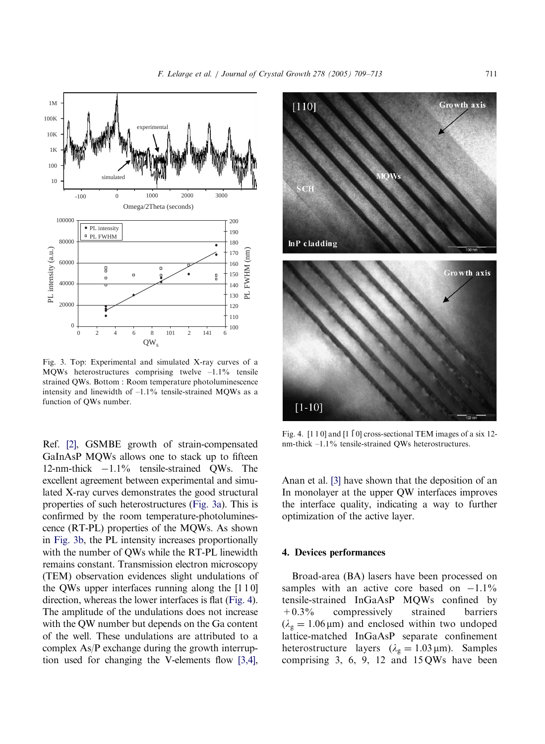Fig. 3. Top: Experimental and simulated X-ray curves of a MQWs heterostructures comprising twelve –1.1% tensile strained QWs. Bottom : Room temperature photoluminescence intensity and linewidth of –1.1% tensile-strained MQWs as a function of QWs number.

Ref. [2], GSMBE growth of strain-compensated GaInAsP MQWs allows one to stack up to fifteen 12-nm-thick −1.1% tensile-strained QWs. The excellent agreement between experimental and simulated X-ray curves demonstrates the good structural properties of such heterostructures (Fig. 3a). This is confirmed by the room temperature-photoluminescence (RT-PL) properties of the MQWs. As shown in Fig. 3b, the PL intensity increases proportionally with the number of QWs while the RT-PL linewidth remains constant. Transmission electron microscopy (TEM) observation evidences slight undulations of the QWs upper interfaces running along the [1 1 0] direction, whereas the lower interfaces is flat (Fig. 4). The amplitude of the undulations does not increase with the QW number but depends on the Ga content of the well. These undulations are attributed to a complex As/P exchange during the growth interruption used for changing the V-elements flow [3,4].

Fig. 4. [1 1 0] and [1 $\bar{1}$ 0] cross-sectional TEM images of a six 12-nm-thick –1.1% tensile-strained QWs heterostructures.

Anan et al. [3] have shown that the deposition of an In monolayer at the upper QW interfaces improves the interface quality, indicating a way to further optimization of the active layer.

## 4. Devices performances

Broad-area (BA) lasers have been processed on samples with an active core based on −1.1% tensile-strained InGaAsP MQWs confined by +0.3% compressively strained barriers ($\lambda_g = 1.06\,\mu$m) and enclosed within two undoped lattice-matched InGaAsP separate confinement heterostructure layers ($\lambda_g = 1.03\,\mu$m). Samples comprising 3, 6, 9, 12 and 15 QWs have been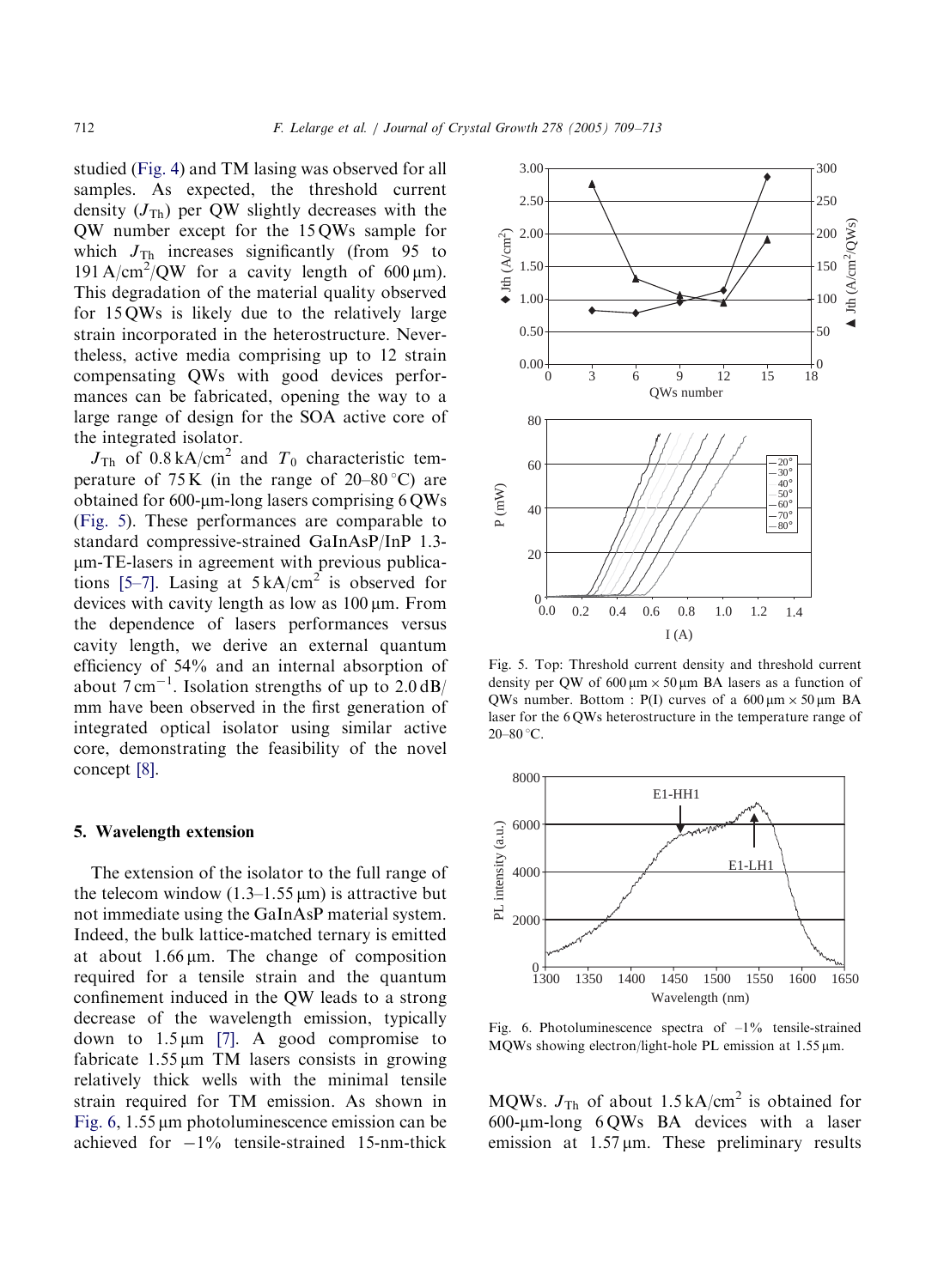studied (Fig. 4) and TM lasing was observed for all samples. As expected, the threshold current density ($J_{Th}$) per QW slightly decreases with the QW number except for the 15 QWs sample for which $J_{Th}$ increases significantly (from 95 to 191 A/cm$^2$/QW for a cavity length of 600 μm). This degradation of the material quality observed for 15 QWs is likely due to the relatively large strain incorporated in the heterostructure. Nevertheless, active media comprising up to 12 strain compensating QWs with good devices performances can be fabricated, opening the way to a large range of design for the SOA active core of the integrated isolator.

$J_{Th}$ of 0.8 kA/cm$^2$ and $T_0$ characteristic temperature of 75 K (in the range of 20–80 °C) are obtained for 600-μm-long lasers comprising 6 QWs (Fig. 5). These performances are comparable to standard compressive-strained GaInAsP/InP 1.3-μm-TE-lasers in agreement with previous publications [5–7]. Lasing at 5 kA/cm$^2$ is observed for devices with cavity length as low as 100 μm. From the dependence of lasers performances versus cavity length, we derive an external quantum efficiency of 54% and an internal absorption of about 7 cm$^{-1}$. Isolation strengths of up to 2.0 dB/mm have been observed in the first generation of integrated optical isolator using similar active core, demonstrating the feasibility of the novel concept [8].

Fig. 5. Top: Threshold current density and threshold current density per QW of 600 μm × 50 μm BA lasers as a function of QWs number. Bottom : P(I) curves of a 600 μm × 50 μm BA laser for the 6 QWs heterostructure in the temperature range of 20–80 °C.

## 5. Wavelength extension

The extension of the isolator to the full range of the telecom window (1.3–1.55 μm) is attractive but not immediate using the GaInAsP material system. Indeed, the bulk lattice-matched ternary is emitted at about 1.66 μm. The change of composition required for a tensile strain and the quantum confinement induced in the QW leads to a strong decrease of the wavelength emission, typically down to 1.5 μm [7]. A good compromise to fabricate 1.55 μm TM lasers consists in growing relatively thick wells with the minimal tensile strain required for TM emission. As shown in Fig. 6, 1.55 μm photoluminescence emission can be achieved for −1% tensile-strained 15-nm-thick MQWs. $J_{Th}$ of about 1.5 kA/cm$^2$ is obtained for 600-μm-long 6 QWs BA devices with a laser emission at 1.57 μm. These preliminary results

Fig. 6. Photoluminescence spectra of –1% tensile-strained MQWs showing electron/light-hole PL emission at 1.55 μm.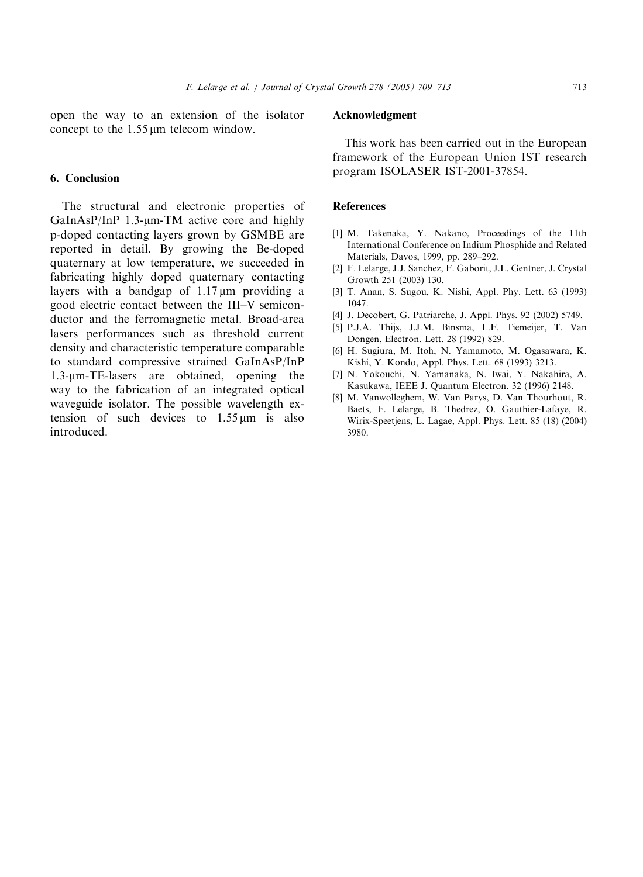open the way to an extension of the isolator concept to the 1.55 μm telecom window.

## 6. Conclusion

The structural and electronic properties of GaInAsP/InP 1.3-μm-TM active core and highly p-doped contacting layers grown by GSMBE are reported in detail. By growing the Be-doped quaternary at low temperature, we succeeded in fabricating highly doped quaternary contacting layers with a bandgap of 1.17 μm providing a good electric contact between the III–V semiconductor and the ferromagnetic metal. Broad-area lasers performances such as threshold current density and characteristic temperature comparable to standard compressive strained GaInAsP/InP 1.3-μm-TE-lasers are obtained, opening the way to the fabrication of an integrated optical waveguide isolator. The possible wavelength extension of such devices to 1.55 μm is also introduced.

## Acknowledgment

This work has been carried out in the European framework of the European Union IST research program ISOLASER IST-2001-37854.

## References

[1] M. Takenaka, Y. Nakano, Proceedings of the 11th International Conference on Indium Phosphide and Related Materials, Davos, 1999, pp. 289–292.

[2] F. Lelarge, J.J. Sanchez, F. Gaborit, J.L. Gentner, J. Crystal Growth 251 (2003) 130.

[3] T. Anan, S. Sugou, K. Nishi, Appl. Phy. Lett. 63 (1993) 1047.

[4] J. Decobert, G. Patriarche, J. Appl. Phys. 92 (2002) 5749.

[5] P.J.A. Thijs, J.J.M. Binsma, L.F. Tiemeijer, T. Van Dongen, Electron. Lett. 28 (1992) 829.

[6] H. Sugiura, M. Itoh, N. Yamamoto, M. Ogasawara, K. Kishi, Y. Kondo, Appl. Phys. Lett. 68 (1993) 3213.

[7] N. Yokouchi, N. Yamanaka, N. Iwai, Y. Nakahira, A. Kasukawa, IEEE J. Quantum Electron. 32 (1996) 2148.

[8] M. Vanwolleghem, W. Van Parys, D. Van Thourhout, R. Baets, F. Lelarge, B. Thedrez, O. Gauthier-Lafaye, R. Wirix-Speetjens, L. Lagae, Appl. Phys. Lett. 85 (18) (2004) 3980.